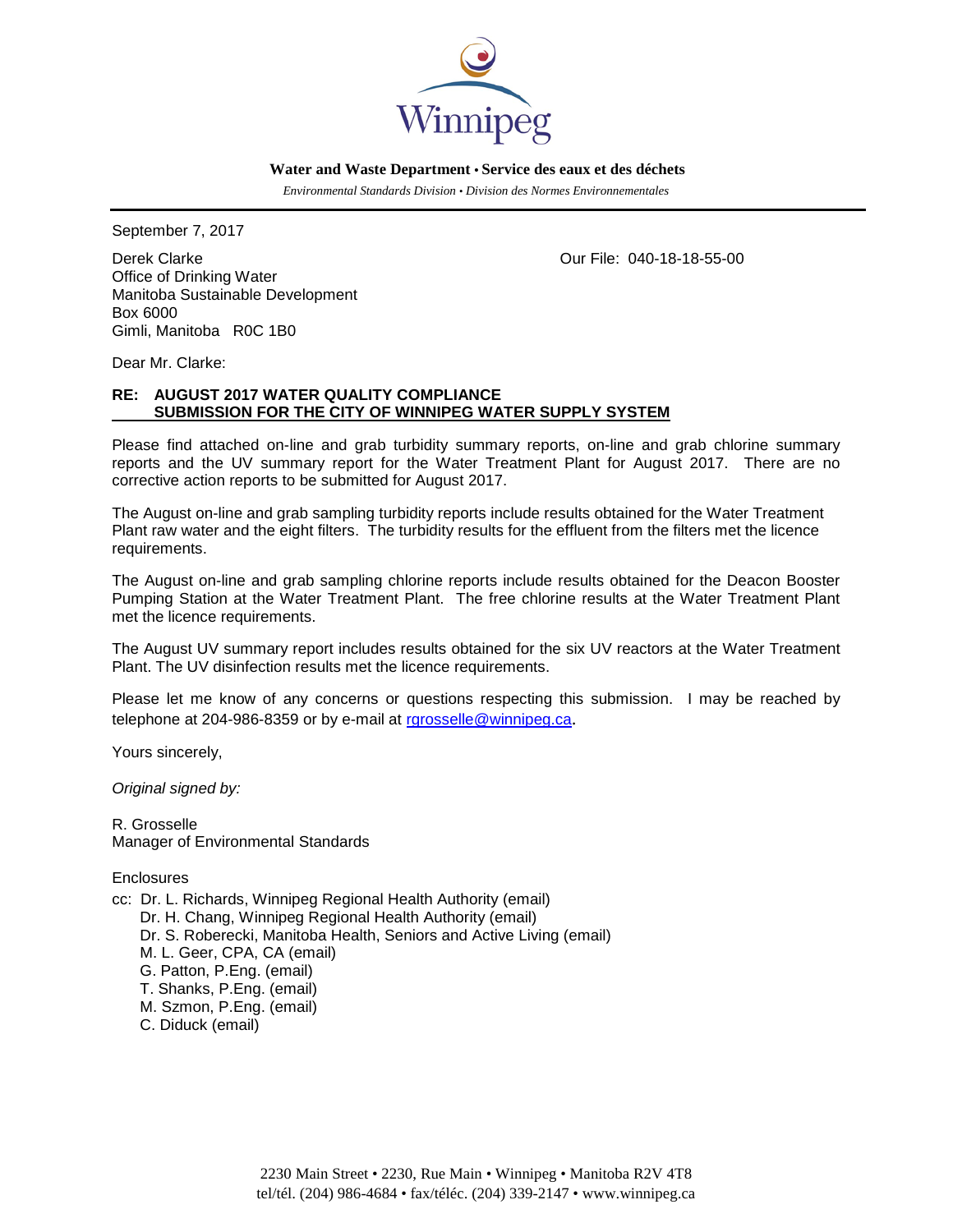Winnipeg

**Water and Waste Department • Service des eaux et des déchets**

*Environmental Standards Division • Division des Normes Environnementales*

---

September 7, 2017

Derek Clarke
Office of Drinking Water
Manitoba Sustainable Development
Box 6000
Gimli, Manitoba R0C 1B0

Our File: 040-18-18-55-00

Dear Mr. Clarke:

**RE: AUGUST 2017 WATER QUALITY COMPLIANCE SUBMISSION FOR THE CITY OF WINNIPEG WATER SUPPLY SYSTEM**

Please find attached on-line and grab turbidity summary reports, on-line and grab chlorine summary reports and the UV summary report for the Water Treatment Plant for August 2017. There are no corrective action reports to be submitted for August 2017.

The August on-line and grab sampling turbidity reports include results obtained for the Water Treatment Plant raw water and the eight filters. The turbidity results for the effluent from the filters met the licence requirements.

The August on-line and grab sampling chlorine reports include results obtained for the Deacon Booster Pumping Station at the Water Treatment Plant. The free chlorine results at the Water Treatment Plant met the licence requirements.

The August UV summary report includes results obtained for the six UV reactors at the Water Treatment Plant. The UV disinfection results met the licence requirements.

Please let me know of any concerns or questions respecting this submission. I may be reached by telephone at 204-986-8359 or by e-mail at rgrosselle@winnipeg.ca.

Yours sincerely,

*Original signed by:*

R. Grosselle
Manager of Environmental Standards

Enclosures

cc: Dr. L. Richards, Winnipeg Regional Health Authority (email)
Dr. H. Chang, Winnipeg Regional Health Authority (email)
Dr. S. Roberecki, Manitoba Health, Seniors and Active Living (email)
M. L. Geer, CPA, CA (email)
G. Patton, P.Eng. (email)
T. Shanks, P.Eng. (email)
M. Szmon, P.Eng. (email)
C. Diduck (email)

2230 Main Street • 2230, Rue Main • Winnipeg • Manitoba R2V 4T8
tel/tél. (204) 986-4684 • fax/téléc. (204) 339-2147 • www.winnipeg.ca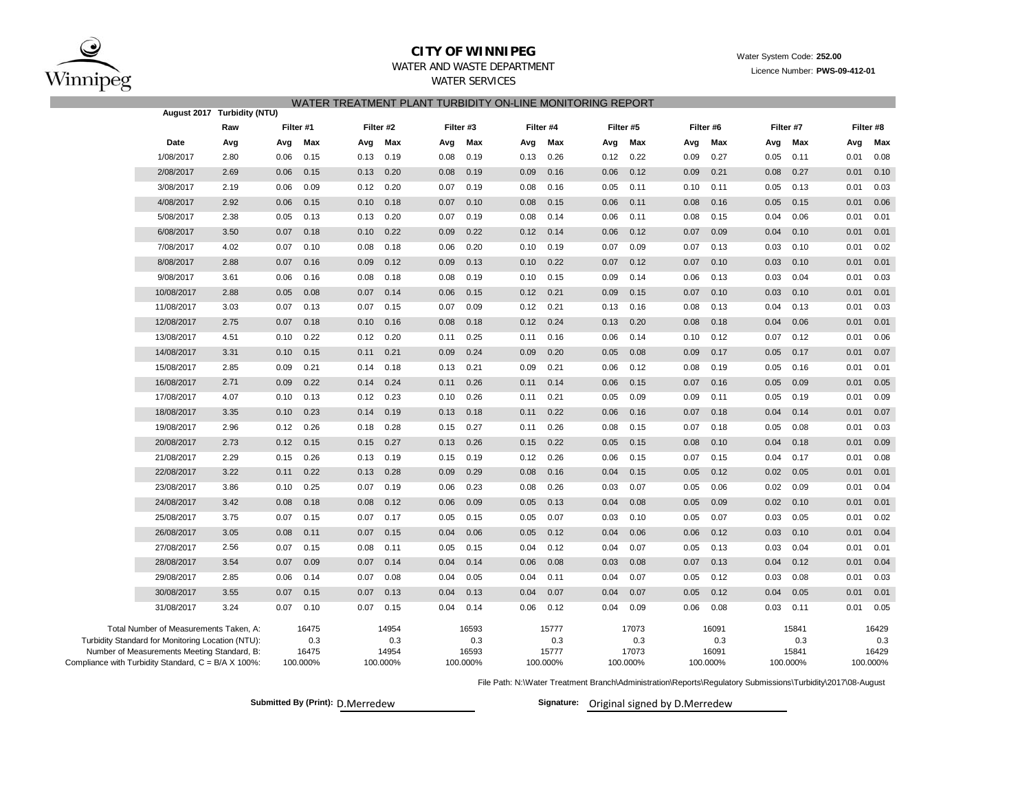# CITY OF WINNIPEG

WATER AND WASTE DEPARTMENT

WATER SERVICES

Water System Code: **252.00**

Licence Number: **PWS-09-412-01**

## WATER TREATMENT PLANT TURBIDITY ON-LINE MONITORING REPORT

**August 2017 Turbidity (NTU)**

| | Raw | Filter #1 | | Filter #2 | | Filter #3 | | Filter #4 | | Filter #5 | | Filter #6 | | Filter #7 | | Filter #8 | |
|---|---|---|---|---|---|---|---|---|---|---|---|---|---|---|---|---|---|
| **Date** | **Avg** | **Avg** | **Max** | **Avg** | **Max** | **Avg** | **Max** | **Avg** | **Max** | **Avg** | **Max** | **Avg** | **Max** | **Avg** | **Max** | **Avg** | **Max** |
| 1/08/2017 | 2.80 | 0.06 | 0.15 | 0.13 | 0.19 | 0.08 | 0.19 | 0.13 | 0.26 | 0.12 | 0.22 | 0.09 | 0.27 | 0.05 | 0.11 | 0.01 | 0.08 |
| 2/08/2017 | 2.69 | 0.06 | 0.15 | 0.13 | 0.20 | 0.08 | 0.19 | 0.09 | 0.16 | 0.06 | 0.12 | 0.09 | 0.21 | 0.08 | 0.27 | 0.01 | 0.10 |
| 3/08/2017 | 2.19 | 0.06 | 0.09 | 0.12 | 0.20 | 0.07 | 0.19 | 0.08 | 0.16 | 0.05 | 0.11 | 0.10 | 0.11 | 0.05 | 0.13 | 0.01 | 0.03 |
| 4/08/2017 | 2.92 | 0.06 | 0.15 | 0.10 | 0.18 | 0.07 | 0.10 | 0.08 | 0.15 | 0.06 | 0.11 | 0.08 | 0.16 | 0.05 | 0.15 | 0.01 | 0.06 |
| 5/08/2017 | 2.38 | 0.05 | 0.13 | 0.13 | 0.20 | 0.07 | 0.19 | 0.08 | 0.14 | 0.06 | 0.11 | 0.08 | 0.15 | 0.04 | 0.06 | 0.01 | 0.01 |
| 6/08/2017 | 3.50 | 0.07 | 0.18 | 0.10 | 0.22 | 0.09 | 0.22 | 0.12 | 0.14 | 0.06 | 0.12 | 0.07 | 0.09 | 0.04 | 0.10 | 0.01 | 0.01 |
| 7/08/2017 | 4.02 | 0.07 | 0.10 | 0.08 | 0.18 | 0.06 | 0.20 | 0.10 | 0.19 | 0.07 | 0.09 | 0.07 | 0.13 | 0.03 | 0.10 | 0.01 | 0.02 |
| 8/08/2017 | 2.88 | 0.07 | 0.16 | 0.09 | 0.12 | 0.09 | 0.13 | 0.10 | 0.22 | 0.07 | 0.12 | 0.07 | 0.10 | 0.03 | 0.10 | 0.01 | 0.01 |
| 9/08/2017 | 3.61 | 0.06 | 0.16 | 0.08 | 0.18 | 0.08 | 0.19 | 0.10 | 0.15 | 0.09 | 0.14 | 0.06 | 0.13 | 0.03 | 0.04 | 0.01 | 0.03 |
| 10/08/2017 | 2.88 | 0.05 | 0.08 | 0.07 | 0.14 | 0.06 | 0.15 | 0.12 | 0.21 | 0.09 | 0.15 | 0.07 | 0.10 | 0.03 | 0.10 | 0.01 | 0.01 |
| 11/08/2017 | 3.03 | 0.07 | 0.13 | 0.07 | 0.15 | 0.07 | 0.09 | 0.12 | 0.21 | 0.13 | 0.16 | 0.08 | 0.13 | 0.04 | 0.13 | 0.01 | 0.03 |
| 12/08/2017 | 2.75 | 0.07 | 0.18 | 0.10 | 0.16 | 0.08 | 0.18 | 0.12 | 0.24 | 0.13 | 0.20 | 0.08 | 0.18 | 0.04 | 0.06 | 0.01 | 0.01 |
| 13/08/2017 | 4.51 | 0.10 | 0.22 | 0.12 | 0.20 | 0.11 | 0.25 | 0.11 | 0.16 | 0.06 | 0.14 | 0.10 | 0.12 | 0.07 | 0.12 | 0.01 | 0.06 |
| 14/08/2017 | 3.31 | 0.10 | 0.15 | 0.11 | 0.21 | 0.09 | 0.24 | 0.09 | 0.20 | 0.05 | 0.08 | 0.09 | 0.17 | 0.05 | 0.17 | 0.01 | 0.07 |
| 15/08/2017 | 2.85 | 0.09 | 0.21 | 0.14 | 0.18 | 0.13 | 0.21 | 0.09 | 0.21 | 0.06 | 0.12 | 0.08 | 0.19 | 0.05 | 0.16 | 0.01 | 0.01 |
| 16/08/2017 | 2.71 | 0.09 | 0.22 | 0.14 | 0.24 | 0.11 | 0.26 | 0.11 | 0.14 | 0.06 | 0.15 | 0.07 | 0.16 | 0.05 | 0.09 | 0.01 | 0.05 |
| 17/08/2017 | 4.07 | 0.10 | 0.13 | 0.12 | 0.23 | 0.10 | 0.26 | 0.11 | 0.21 | 0.05 | 0.09 | 0.09 | 0.11 | 0.05 | 0.19 | 0.01 | 0.09 |
| 18/08/2017 | 3.35 | 0.10 | 0.23 | 0.14 | 0.19 | 0.13 | 0.18 | 0.11 | 0.22 | 0.06 | 0.16 | 0.07 | 0.18 | 0.04 | 0.14 | 0.01 | 0.07 |
| 19/08/2017 | 2.96 | 0.12 | 0.26 | 0.18 | 0.28 | 0.15 | 0.27 | 0.11 | 0.26 | 0.08 | 0.15 | 0.07 | 0.18 | 0.05 | 0.08 | 0.01 | 0.03 |
| 20/08/2017 | 2.73 | 0.12 | 0.15 | 0.15 | 0.27 | 0.13 | 0.26 | 0.15 | 0.22 | 0.05 | 0.15 | 0.08 | 0.10 | 0.04 | 0.18 | 0.01 | 0.09 |
| 21/08/2017 | 2.29 | 0.15 | 0.26 | 0.13 | 0.19 | 0.15 | 0.19 | 0.12 | 0.26 | 0.06 | 0.15 | 0.07 | 0.15 | 0.04 | 0.17 | 0.01 | 0.08 |
| 22/08/2017 | 3.22 | 0.11 | 0.22 | 0.13 | 0.28 | 0.09 | 0.29 | 0.08 | 0.16 | 0.04 | 0.15 | 0.05 | 0.12 | 0.02 | 0.05 | 0.01 | 0.01 |
| 23/08/2017 | 3.86 | 0.10 | 0.25 | 0.07 | 0.19 | 0.06 | 0.23 | 0.08 | 0.26 | 0.03 | 0.07 | 0.05 | 0.06 | 0.02 | 0.09 | 0.01 | 0.04 |
| 24/08/2017 | 3.42 | 0.08 | 0.18 | 0.08 | 0.12 | 0.06 | 0.09 | 0.05 | 0.13 | 0.04 | 0.08 | 0.05 | 0.09 | 0.02 | 0.10 | 0.01 | 0.01 |
| 25/08/2017 | 3.75 | 0.07 | 0.15 | 0.07 | 0.17 | 0.05 | 0.15 | 0.05 | 0.07 | 0.03 | 0.10 | 0.05 | 0.07 | 0.03 | 0.05 | 0.01 | 0.02 |
| 26/08/2017 | 3.05 | 0.08 | 0.11 | 0.07 | 0.15 | 0.04 | 0.06 | 0.05 | 0.12 | 0.04 | 0.06 | 0.06 | 0.12 | 0.03 | 0.10 | 0.01 | 0.04 |
| 27/08/2017 | 2.56 | 0.07 | 0.15 | 0.08 | 0.11 | 0.05 | 0.15 | 0.04 | 0.12 | 0.04 | 0.07 | 0.05 | 0.13 | 0.03 | 0.04 | 0.01 | 0.01 |
| 28/08/2017 | 3.54 | 0.07 | 0.09 | 0.07 | 0.14 | 0.04 | 0.14 | 0.06 | 0.08 | 0.03 | 0.08 | 0.07 | 0.13 | 0.04 | 0.12 | 0.01 | 0.04 |
| 29/08/2017 | 2.85 | 0.06 | 0.14 | 0.07 | 0.08 | 0.04 | 0.05 | 0.04 | 0.11 | 0.04 | 0.07 | 0.05 | 0.12 | 0.03 | 0.08 | 0.01 | 0.03 |
| 30/08/2017 | 3.55 | 0.07 | 0.15 | 0.07 | 0.13 | 0.04 | 0.13 | 0.04 | 0.07 | 0.04 | 0.07 | 0.05 | 0.12 | 0.04 | 0.05 | 0.01 | 0.01 |
| 31/08/2017 | 3.24 | 0.07 | 0.10 | 0.07 | 0.15 | 0.04 | 0.14 | 0.06 | 0.12 | 0.04 | 0.09 | 0.06 | 0.08 | 0.03 | 0.11 | 0.01 | 0.05 |

| | Filter #1 | Filter #2 | Filter #3 | Filter #4 | Filter #5 | Filter #6 | Filter #7 | Filter #8 |
|---|---|---|---|---|---|---|---|---|
| Total Number of Measurements Taken, A: | 16475 | 14954 | 16593 | 15777 | 17073 | 16091 | 15841 | 16429 |
| Turbidity Standard for Monitoring Location (NTU): | 0.3 | 0.3 | 0.3 | 0.3 | 0.3 | 0.3 | 0.3 | 0.3 |
| Number of Measurements Meeting Standard, B: | 16475 | 14954 | 16593 | 15777 | 17073 | 16091 | 15841 | 16429 |
| Compliance with Turbidity Standard, C = B/A X 100%: | 100.000% | 100.000% | 100.000% | 100.000% | 100.000% | 100.000% | 100.000% | 100.000% |

File Path: N:\Water Treatment Branch\Administration\Reports\Regulatory Submissions\Turbidity\2017\08-August

**Submitted By (Print):** D.Merredew

**Signature:** Original signed by D.Merredew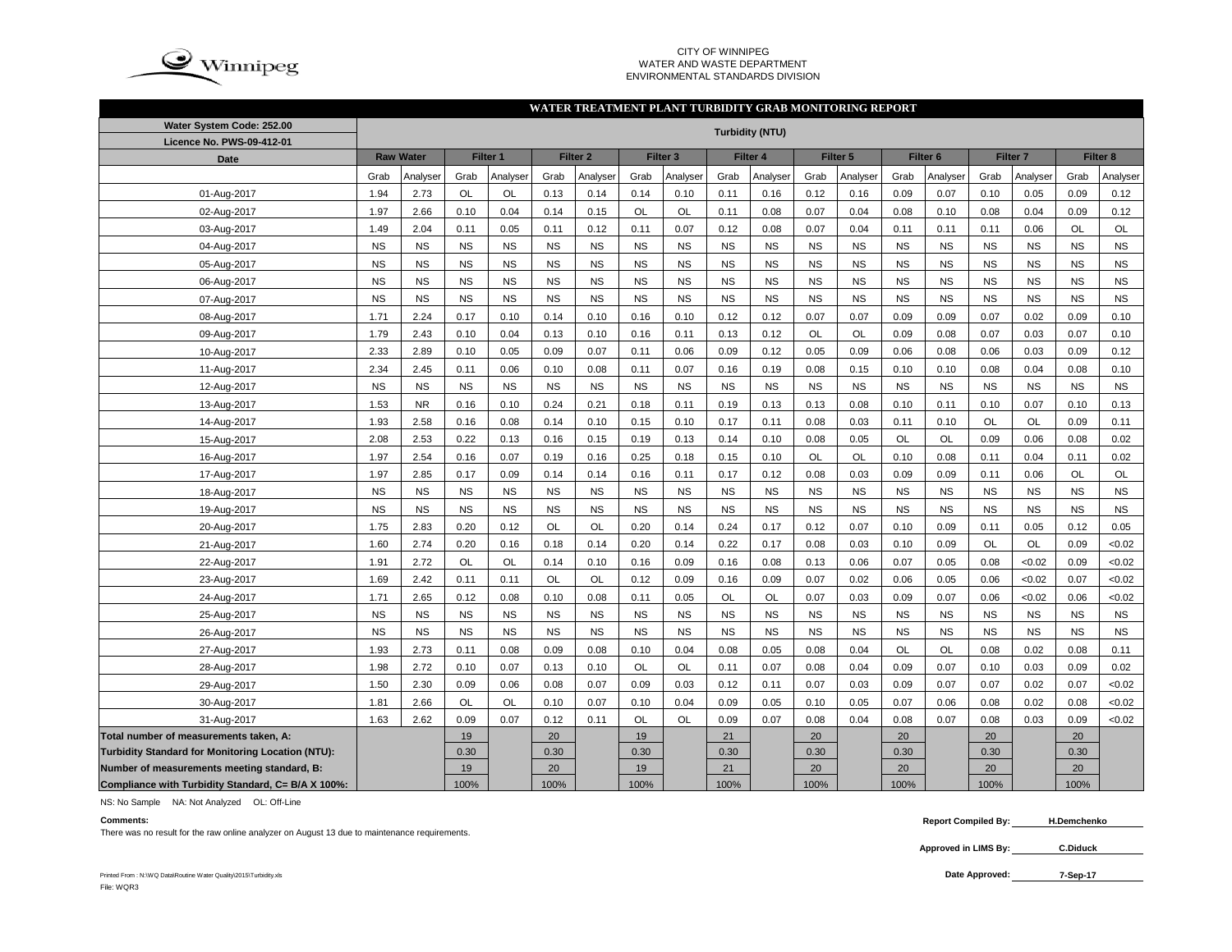CITY OF WINNIPEG
WATER AND WASTE DEPARTMENT
ENVIRONMENTAL STANDARDS DIVISION

# WATER TREATMENT PLANT TURBIDITY GRAB MONITORING REPORT

| Water System Code: 252.00<br>Licence No. PWS-09-412-01 | Turbidity (NTU) | | | | | | | | | | | | | | | | | |
|---|---|---|---|---|---|---|---|---|---|---|---|---|---|---|---|---|---|---|
| Date | Raw Water | | Filter 1 | | Filter 2 | | Filter 3 | | Filter 4 | | Filter 5 | | Filter 6 | | Filter 7 | | Filter 8 | |
| | Grab | Analyser | Grab | Analyser | Grab | Analyser | Grab | Analyser | Grab | Analyser | Grab | Analyser | Grab | Analyser | Grab | Analyser | Grab | Analyser |
| 01-Aug-2017 | 1.94 | 2.73 | OL | OL | 0.13 | 0.14 | 0.14 | 0.10 | 0.11 | 0.16 | 0.12 | 0.16 | 0.09 | 0.07 | 0.10 | 0.05 | 0.09 | 0.12 |
| 02-Aug-2017 | 1.97 | 2.66 | 0.10 | 0.04 | 0.14 | 0.15 | OL | OL | 0.11 | 0.08 | 0.07 | 0.04 | 0.08 | 0.10 | 0.08 | 0.04 | 0.09 | 0.12 |
| 03-Aug-2017 | 1.49 | 2.04 | 0.11 | 0.05 | 0.11 | 0.12 | 0.11 | 0.07 | 0.12 | 0.08 | 0.07 | 0.04 | 0.11 | 0.11 | 0.11 | 0.06 | OL | OL |
| 04-Aug-2017 | NS | NS | NS | NS | NS | NS | NS | NS | NS | NS | NS | NS | NS | NS | NS | NS | NS | NS |
| 05-Aug-2017 | NS | NS | NS | NS | NS | NS | NS | NS | NS | NS | NS | NS | NS | NS | NS | NS | NS | NS |
| 06-Aug-2017 | NS | NS | NS | NS | NS | NS | NS | NS | NS | NS | NS | NS | NS | NS | NS | NS | NS | NS |
| 07-Aug-2017 | NS | NS | NS | NS | NS | NS | NS | NS | NS | NS | NS | NS | NS | NS | NS | NS | NS | NS |
| 08-Aug-2017 | 1.71 | 2.24 | 0.17 | 0.10 | 0.14 | 0.10 | 0.16 | 0.10 | 0.12 | 0.12 | 0.07 | 0.07 | 0.09 | 0.09 | 0.07 | 0.02 | 0.09 | 0.10 |
| 09-Aug-2017 | 1.79 | 2.43 | 0.10 | 0.04 | 0.13 | 0.10 | 0.16 | 0.11 | 0.13 | 0.12 | OL | OL | 0.09 | 0.08 | 0.07 | 0.03 | 0.07 | 0.10 |
| 10-Aug-2017 | 2.33 | 2.89 | 0.10 | 0.05 | 0.09 | 0.07 | 0.11 | 0.06 | 0.09 | 0.12 | 0.05 | 0.09 | 0.06 | 0.08 | 0.06 | 0.03 | 0.09 | 0.12 |
| 11-Aug-2017 | 2.34 | 2.45 | 0.11 | 0.06 | 0.10 | 0.08 | 0.11 | 0.07 | 0.16 | 0.19 | 0.08 | 0.15 | 0.10 | 0.10 | 0.08 | 0.04 | 0.08 | 0.10 |
| 12-Aug-2017 | NS | NS | NS | NS | NS | NS | NS | NS | NS | NS | NS | NS | NS | NS | NS | NS | NS | NS |
| 13-Aug-2017 | 1.53 | NR | 0.16 | 0.10 | 0.24 | 0.21 | 0.18 | 0.11 | 0.19 | 0.13 | 0.13 | 0.08 | 0.10 | 0.11 | 0.10 | 0.07 | 0.10 | 0.13 |
| 14-Aug-2017 | 1.93 | 2.58 | 0.16 | 0.08 | 0.14 | 0.10 | 0.15 | 0.10 | 0.17 | 0.11 | 0.08 | 0.03 | 0.11 | 0.10 | OL | OL | 0.09 | 0.11 |
| 15-Aug-2017 | 2.08 | 2.53 | 0.22 | 0.13 | 0.16 | 0.15 | 0.19 | 0.13 | 0.14 | 0.10 | 0.08 | 0.05 | OL | OL | 0.09 | 0.06 | 0.08 | 0.02 |
| 16-Aug-2017 | 1.97 | 2.54 | 0.16 | 0.07 | 0.19 | 0.16 | 0.25 | 0.18 | 0.15 | 0.10 | OL | OL | 0.10 | 0.08 | 0.11 | 0.04 | 0.11 | 0.02 |
| 17-Aug-2017 | 1.97 | 2.85 | 0.17 | 0.09 | 0.14 | 0.14 | 0.16 | 0.11 | 0.17 | 0.12 | 0.08 | 0.03 | 0.09 | 0.09 | 0.11 | 0.06 | OL | OL |
| 18-Aug-2017 | NS | NS | NS | NS | NS | NS | NS | NS | NS | NS | NS | NS | NS | NS | NS | NS | NS | NS |
| 19-Aug-2017 | NS | NS | NS | NS | NS | NS | NS | NS | NS | NS | NS | NS | NS | NS | NS | NS | NS | NS |
| 20-Aug-2017 | 1.75 | 2.83 | 0.20 | 0.12 | OL | OL | 0.20 | 0.14 | 0.24 | 0.17 | 0.12 | 0.07 | 0.10 | 0.09 | 0.11 | 0.05 | 0.12 | 0.05 |
| 21-Aug-2017 | 1.60 | 2.74 | 0.20 | 0.16 | 0.18 | 0.14 | 0.20 | 0.14 | 0.22 | 0.17 | 0.08 | 0.03 | 0.10 | 0.09 | OL | OL | 0.09 | <0.02 |
| 22-Aug-2017 | 1.91 | 2.72 | OL | OL | 0.14 | 0.10 | 0.16 | 0.09 | 0.16 | 0.08 | 0.13 | 0.06 | 0.07 | 0.05 | 0.08 | <0.02 | 0.09 | <0.02 |
| 23-Aug-2017 | 1.69 | 2.42 | 0.11 | 0.11 | OL | OL | 0.12 | 0.09 | 0.16 | 0.09 | 0.07 | 0.02 | 0.06 | 0.05 | 0.06 | <0.02 | 0.07 | <0.02 |
| 24-Aug-2017 | 1.71 | 2.65 | 0.12 | 0.08 | 0.10 | 0.08 | 0.11 | 0.05 | OL | OL | 0.07 | 0.03 | 0.09 | 0.07 | 0.06 | <0.02 | 0.06 | <0.02 |
| 25-Aug-2017 | NS | NS | NS | NS | NS | NS | NS | NS | NS | NS | NS | NS | NS | NS | NS | NS | NS | NS |
| 26-Aug-2017 | NS | NS | NS | NS | NS | NS | NS | NS | NS | NS | NS | NS | NS | NS | NS | NS | NS | NS |
| 27-Aug-2017 | 1.93 | 2.73 | 0.11 | 0.08 | 0.09 | 0.08 | 0.10 | 0.04 | 0.08 | 0.05 | 0.08 | 0.04 | OL | OL | 0.08 | 0.02 | 0.08 | 0.11 |
| 28-Aug-2017 | 1.98 | 2.72 | 0.10 | 0.07 | 0.13 | 0.10 | OL | OL | 0.11 | 0.07 | 0.08 | 0.04 | 0.09 | 0.07 | 0.10 | 0.03 | 0.09 | 0.02 |
| 29-Aug-2017 | 1.50 | 2.30 | 0.09 | 0.06 | 0.08 | 0.07 | 0.09 | 0.03 | 0.12 | 0.11 | 0.07 | 0.03 | 0.09 | 0.07 | 0.07 | 0.02 | 0.07 | <0.02 |
| 30-Aug-2017 | 1.81 | 2.66 | OL | OL | 0.10 | 0.07 | 0.10 | 0.04 | 0.09 | 0.05 | 0.10 | 0.05 | 0.07 | 0.06 | 0.08 | 0.02 | 0.08 | <0.02 |
| 31-Aug-2017 | 1.63 | 2.62 | 0.09 | 0.07 | 0.12 | 0.11 | OL | OL | 0.09 | 0.07 | 0.08 | 0.04 | 0.08 | 0.07 | 0.08 | 0.03 | 0.09 | <0.02 |
| Total number of measurements taken, A: | | | 19 | | 20 | | 19 | | 21 | | 20 | | 20 | | 20 | | 20 | |
| Turbidity Standard for Monitoring Location (NTU): | | | 0.30 | | 0.30 | | 0.30 | | 0.30 | | 0.30 | | 0.30 | | 0.30 | | 0.30 | |
| Number of measurements meeting standard, B: | | | 19 | | 20 | | 19 | | 21 | | 20 | | 20 | | 20 | | 20 | |
| Compliance with Turbidity Standard, C= B/A X 100%: | | | 100% | | 100% | | 100% | | 100% | | 100% | | 100% | | 100% | | 100% | |

NS: No Sample NA: Not Analyzed OL: Off-Line

**Comments:**

There was no result for the raw online analyzer on August 13 due to maintenance requirements.

**Report Compiled By:** H.Demchenko

**Approved in LIMS By:** C.Diduck

**Date Approved:** 7-Sep-17

Printed From : N:\WQ Data\Routine Water Quality\2015\Turbidity.xls
File: WQR3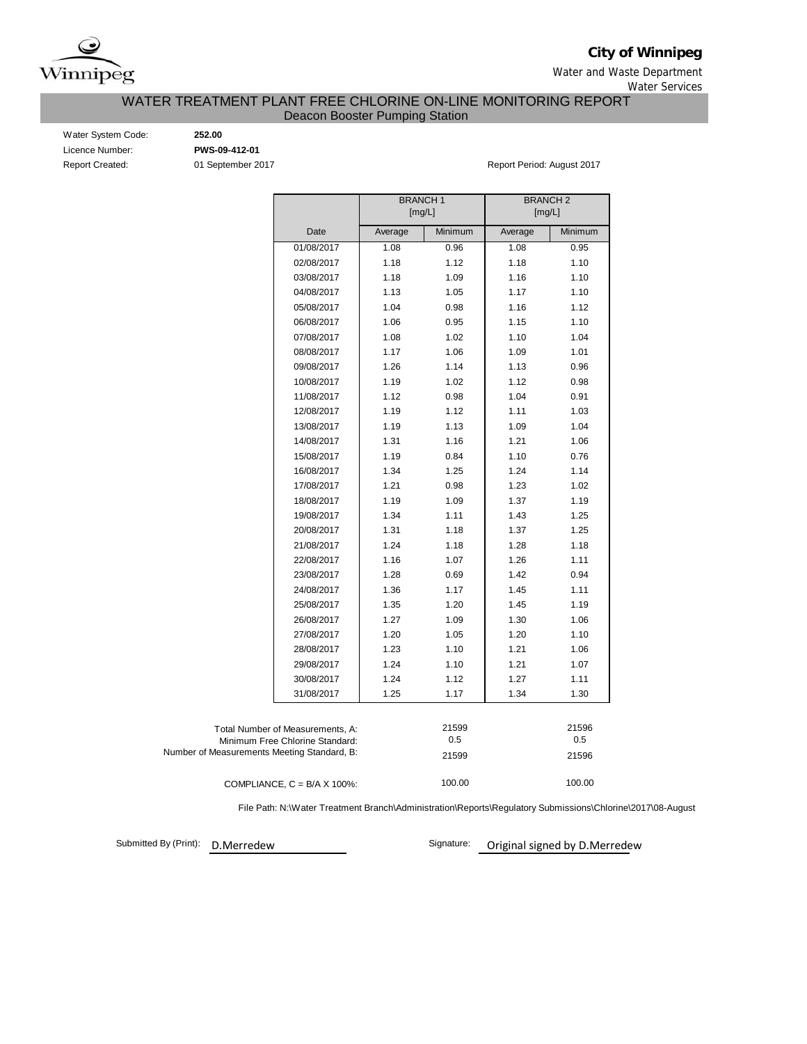**City of Winnipeg**

Water and Waste Department

Water Services

# WATER TREATMENT PLANT FREE CHLORINE ON-LINE MONITORING REPORT

## Deacon Booster Pumping Station

Water System Code: **252.00**

Licence Number: **PWS-09-412-01**

Report Created: 01 September 2017

Report Period: August 2017

| | BRANCH 1 [mg/L] | | BRANCH 2 [mg/L] | |
|---|---|---|---|---|
| Date | Average | Minimum | Average | Minimum |
| 01/08/2017 | 1.08 | 0.96 | 1.08 | 0.95 |
| 02/08/2017 | 1.18 | 1.12 | 1.18 | 1.10 |
| 03/08/2017 | 1.18 | 1.09 | 1.16 | 1.10 |
| 04/08/2017 | 1.13 | 1.05 | 1.17 | 1.10 |
| 05/08/2017 | 1.04 | 0.98 | 1.16 | 1.12 |
| 06/08/2017 | 1.06 | 0.95 | 1.15 | 1.10 |
| 07/08/2017 | 1.08 | 1.02 | 1.10 | 1.04 |
| 08/08/2017 | 1.17 | 1.06 | 1.09 | 1.01 |
| 09/08/2017 | 1.26 | 1.14 | 1.13 | 0.96 |
| 10/08/2017 | 1.19 | 1.02 | 1.12 | 0.98 |
| 11/08/2017 | 1.12 | 0.98 | 1.04 | 0.91 |
| 12/08/2017 | 1.19 | 1.12 | 1.11 | 1.03 |
| 13/08/2017 | 1.19 | 1.13 | 1.09 | 1.04 |
| 14/08/2017 | 1.31 | 1.16 | 1.21 | 1.06 |
| 15/08/2017 | 1.19 | 0.84 | 1.10 | 0.76 |
| 16/08/2017 | 1.34 | 1.25 | 1.24 | 1.14 |
| 17/08/2017 | 1.21 | 0.98 | 1.23 | 1.02 |
| 18/08/2017 | 1.19 | 1.09 | 1.37 | 1.19 |
| 19/08/2017 | 1.34 | 1.11 | 1.43 | 1.25 |
| 20/08/2017 | 1.31 | 1.18 | 1.37 | 1.25 |
| 21/08/2017 | 1.24 | 1.18 | 1.28 | 1.18 |
| 22/08/2017 | 1.16 | 1.07 | 1.26 | 1.11 |
| 23/08/2017 | 1.28 | 0.69 | 1.42 | 0.94 |
| 24/08/2017 | 1.36 | 1.17 | 1.45 | 1.11 |
| 25/08/2017 | 1.35 | 1.20 | 1.45 | 1.19 |
| 26/08/2017 | 1.27 | 1.09 | 1.30 | 1.06 |
| 27/08/2017 | 1.20 | 1.05 | 1.20 | 1.10 |
| 28/08/2017 | 1.23 | 1.10 | 1.21 | 1.06 |
| 29/08/2017 | 1.24 | 1.10 | 1.21 | 1.07 |
| 30/08/2017 | 1.24 | 1.12 | 1.27 | 1.11 |
| 31/08/2017 | 1.25 | 1.17 | 1.34 | 1.30 |

| | Branch 1 | Branch 2 |
|---|---|---|
| Total Number of Measurements, A: | 21599 | 21596 |
| Minimum Free Chlorine Standard: | 0.5 | 0.5 |
| Number of Measurements Meeting Standard, B: | 21599 | 21596 |
| COMPLIANCE, C = B/A X 100%: | 100.00 | 100.00 |

File Path: N:\Water Treatment Branch\Administration\Reports\Regulatory Submissions\Chlorine\2017\08-August

Submitted By (Print): D.Merredew

Signature: Original signed by D.Merredew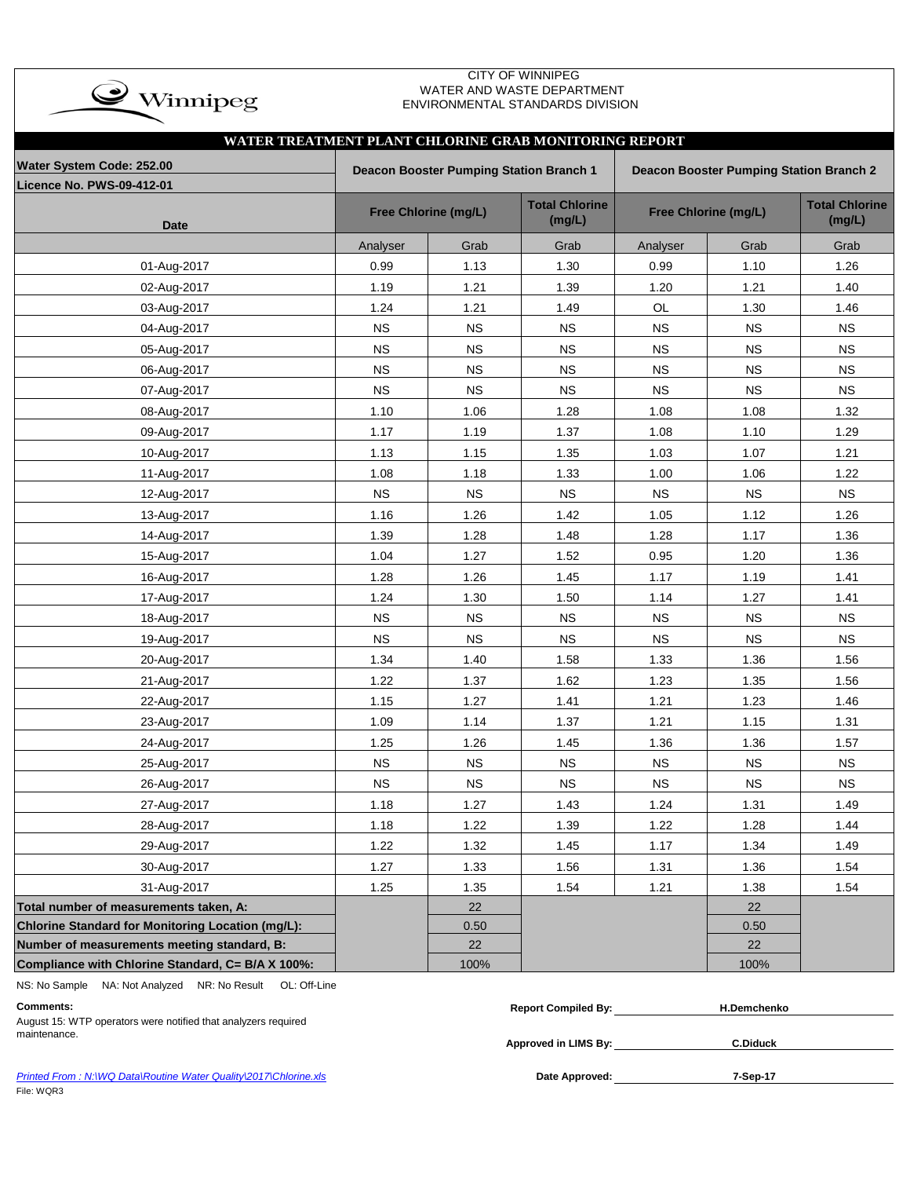CITY OF WINNIPEG
WATER AND WASTE DEPARTMENT
ENVIRONMENTAL STANDARDS DIVISION

## WATER TREATMENT PLANT CHLORINE GRAB MONITORING REPORT

**Water System Code: 252.00**
**Licence No. PWS-09-412-01**

| Date | Deacon Booster Pumping Station Branch 1 | | | Deacon Booster Pumping Station Branch 2 | | |
|---|---|---|---|---|---|---|
| | Free Chlorine (mg/L) | | Total Chlorine (mg/L) | Free Chlorine (mg/L) | | Total Chlorine (mg/L) |
| | Analyser | Grab | Grab | Analyser | Grab | Grab |
| 01-Aug-2017 | 0.99 | 1.13 | 1.30 | 0.99 | 1.10 | 1.26 |
| 02-Aug-2017 | 1.19 | 1.21 | 1.39 | 1.20 | 1.21 | 1.40 |
| 03-Aug-2017 | 1.24 | 1.21 | 1.49 | OL | 1.30 | 1.46 |
| 04-Aug-2017 | NS | NS | NS | NS | NS | NS |
| 05-Aug-2017 | NS | NS | NS | NS | NS | NS |
| 06-Aug-2017 | NS | NS | NS | NS | NS | NS |
| 07-Aug-2017 | NS | NS | NS | NS | NS | NS |
| 08-Aug-2017 | 1.10 | 1.06 | 1.28 | 1.08 | 1.08 | 1.32 |
| 09-Aug-2017 | 1.17 | 1.19 | 1.37 | 1.08 | 1.10 | 1.29 |
| 10-Aug-2017 | 1.13 | 1.15 | 1.35 | 1.03 | 1.07 | 1.21 |
| 11-Aug-2017 | 1.08 | 1.18 | 1.33 | 1.00 | 1.06 | 1.22 |
| 12-Aug-2017 | NS | NS | NS | NS | NS | NS |
| 13-Aug-2017 | 1.16 | 1.26 | 1.42 | 1.05 | 1.12 | 1.26 |
| 14-Aug-2017 | 1.39 | 1.28 | 1.48 | 1.28 | 1.17 | 1.36 |
| 15-Aug-2017 | 1.04 | 1.27 | 1.52 | 0.95 | 1.20 | 1.36 |
| 16-Aug-2017 | 1.28 | 1.26 | 1.45 | 1.17 | 1.19 | 1.41 |
| 17-Aug-2017 | 1.24 | 1.30 | 1.50 | 1.14 | 1.27 | 1.41 |
| 18-Aug-2017 | NS | NS | NS | NS | NS | NS |
| 19-Aug-2017 | NS | NS | NS | NS | NS | NS |
| 20-Aug-2017 | 1.34 | 1.40 | 1.58 | 1.33 | 1.36 | 1.56 |
| 21-Aug-2017 | 1.22 | 1.37 | 1.62 | 1.23 | 1.35 | 1.56 |
| 22-Aug-2017 | 1.15 | 1.27 | 1.41 | 1.21 | 1.23 | 1.46 |
| 23-Aug-2017 | 1.09 | 1.14 | 1.37 | 1.21 | 1.15 | 1.31 |
| 24-Aug-2017 | 1.25 | 1.26 | 1.45 | 1.36 | 1.36 | 1.57 |
| 25-Aug-2017 | NS | NS | NS | NS | NS | NS |
| 26-Aug-2017 | NS | NS | NS | NS | NS | NS |
| 27-Aug-2017 | 1.18 | 1.27 | 1.43 | 1.24 | 1.31 | 1.49 |
| 28-Aug-2017 | 1.18 | 1.22 | 1.39 | 1.22 | 1.28 | 1.44 |
| 29-Aug-2017 | 1.22 | 1.32 | 1.45 | 1.17 | 1.34 | 1.49 |
| 30-Aug-2017 | 1.27 | 1.33 | 1.56 | 1.31 | 1.36 | 1.54 |
| 31-Aug-2017 | 1.25 | 1.35 | 1.54 | 1.21 | 1.38 | 1.54 |
| **Total number of measurements taken, A:** | | 22 | | | 22 | |
| **Chlorine Standard for Monitoring Location (mg/L):** | | 0.50 | | | 0.50 | |
| **Number of measurements meeting standard, B:** | | 22 | | | 22 | |
| **Compliance with Chlorine Standard, C= B/A X 100%:** | | 100% | | | 100% | |

NS: No Sample NA: Not Analyzed NR: No Result OL: Off-Line

**Comments:**
August 15: WTP operators were notified that analyzers required maintenance.

**Report Compiled By:** H.Demchenko

**Approved in LIMS By:** C.Diduck

**Date Approved:** 7-Sep-17

*Printed From : N:\WQ Data\Routine Water Quality\2017\Chlorine.xls*
File: WQR3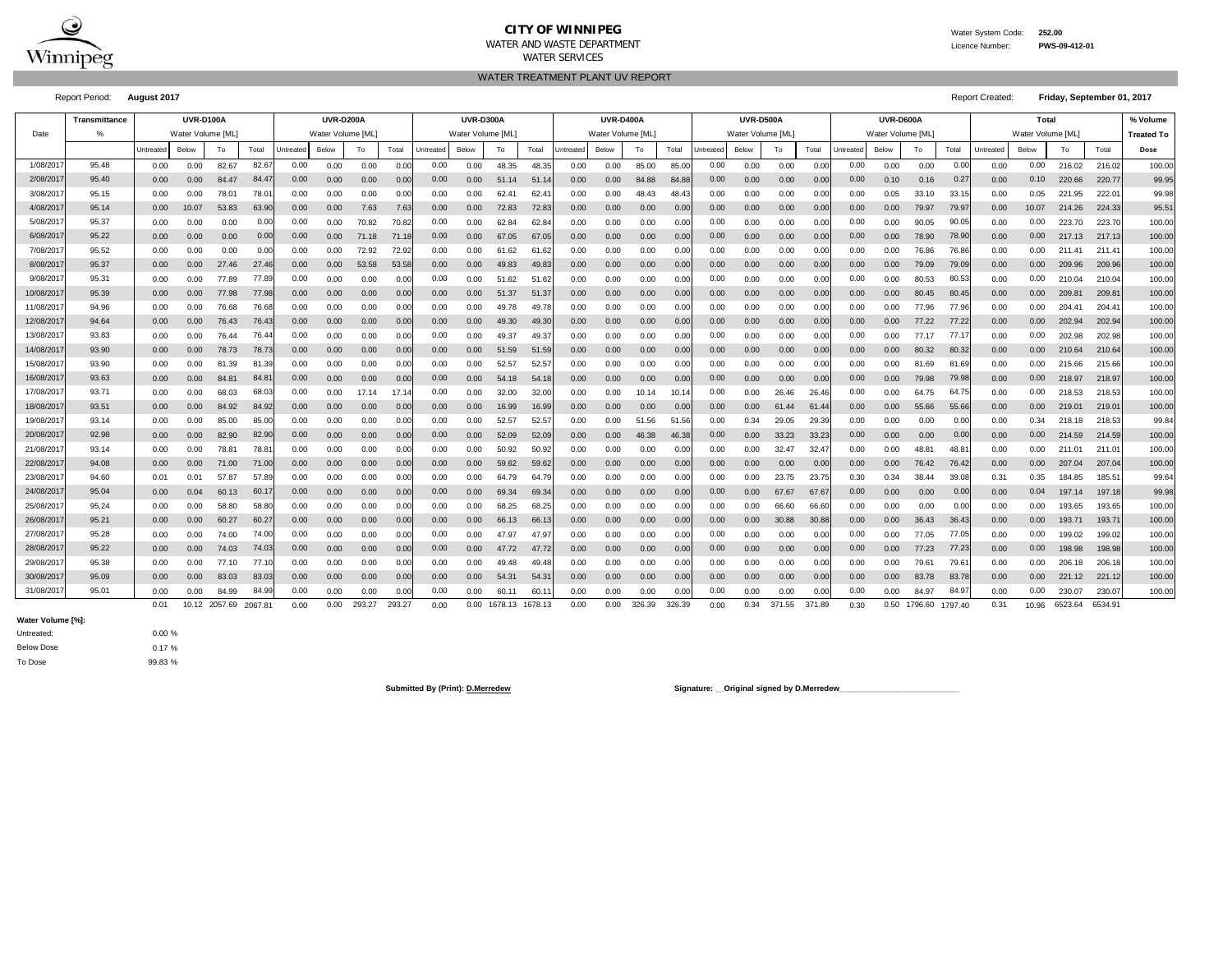**CITY OF WINNIPEG**
WATER AND WASTE DEPARTMENT
WATER SERVICES

Water System Code: **252.00**
Licence Number: **PWS-09-412-01**

WATER TREATMENT PLANT UV REPORT

Report Period: **August 2017**

Report Created: **Friday, September 01, 2017**

| Date | Transmittance | UVR-D100A | | | | UVR-D200A | | | | UVR-D300A | | | | UVR-D400A | | | | UVR-D500A | | | | UVR-D600A | | | | Total | | | | % Volume |
|---|---|---|---|---|---|---|---|---|---|---|---|---|---|---|---|---|---|---|---|---|---|---|---|---|---|---|---|---|---|---|
| | % | Water Volume [ML] | | | | Water Volume [ML] | | | | Water Volume [ML] | | | | Water Volume [ML] | | | | Water Volume [ML] | | | | Water Volume [ML] | | | | Water Volume [ML] | | | | Treated To |
| | | Untreated | Below | To | Total | Untreated | Below | To | Total | Untreated | Below | To | Total | Untreated | Below | To | Total | Untreated | Below | To | Total | Untreated | Below | To | Total | Untreated | Below | To | Total | Dose |
| 1/08/2017 | 95.48 | 0.00 | 0.00 | 82.67 | 82.67 | 0.00 | 0.00 | 0.00 | 0.00 | 0.00 | 0.00 | 48.35 | 48.35 | 0.00 | 0.00 | 85.00 | 85.00 | 0.00 | 0.00 | 0.00 | 0.00 | 0.00 | 0.00 | 0.00 | 0.00 | 0.00 | 0.00 | 216.02 | 216.02 | 100.00 |
| 2/08/2017 | 95.40 | 0.00 | 0.00 | 84.47 | 84.47 | 0.00 | 0.00 | 0.00 | 0.00 | 0.00 | 0.00 | 51.14 | 51.14 | 0.00 | 0.00 | 84.88 | 84.88 | 0.00 | 0.00 | 0.00 | 0.00 | 0.00 | 0.10 | 0.16 | 0.27 | 0.00 | 0.10 | 220.66 | 220.77 | 99.95 |
| 3/08/2017 | 95.15 | 0.00 | 0.00 | 78.01 | 78.01 | 0.00 | 0.00 | 0.00 | 0.00 | 0.00 | 0.00 | 62.41 | 62.41 | 0.00 | 0.00 | 48.43 | 48.43 | 0.00 | 0.00 | 0.00 | 0.00 | 0.00 | 0.05 | 33.10 | 33.15 | 0.00 | 0.05 | 221.95 | 222.01 | 99.98 |
| 4/08/2017 | 95.14 | 0.00 | 10.07 | 53.83 | 63.90 | 0.00 | 0.00 | 7.63 | 7.63 | 0.00 | 0.00 | 72.83 | 72.83 | 0.00 | 0.00 | 0.00 | 0.00 | 0.00 | 0.00 | 0.00 | 0.00 | 0.00 | 0.00 | 79.97 | 79.97 | 0.00 | 10.07 | 214.26 | 224.33 | 95.51 |
| 5/08/2017 | 95.37 | 0.00 | 0.00 | 0.00 | 0.00 | 0.00 | 0.00 | 70.82 | 70.82 | 0.00 | 0.00 | 62.84 | 62.84 | 0.00 | 0.00 | 0.00 | 0.00 | 0.00 | 0.00 | 0.00 | 0.00 | 0.00 | 0.00 | 90.05 | 90.05 | 0.00 | 0.00 | 223.70 | 223.70 | 100.00 |
| 6/08/2017 | 95.22 | 0.00 | 0.00 | 0.00 | 0.00 | 0.00 | 0.00 | 71.18 | 71.18 | 0.00 | 0.00 | 67.05 | 67.05 | 0.00 | 0.00 | 0.00 | 0.00 | 0.00 | 0.00 | 0.00 | 0.00 | 0.00 | 0.00 | 78.90 | 78.90 | 0.00 | 0.00 | 217.13 | 217.13 | 100.00 |
| 7/08/2017 | 95.52 | 0.00 | 0.00 | 0.00 | 0.00 | 0.00 | 0.00 | 72.92 | 72.92 | 0.00 | 0.00 | 61.62 | 61.62 | 0.00 | 0.00 | 0.00 | 0.00 | 0.00 | 0.00 | 0.00 | 0.00 | 0.00 | 0.00 | 76.86 | 76.86 | 0.00 | 0.00 | 211.41 | 211.41 | 100.00 |
| 8/08/2017 | 95.37 | 0.00 | 0.00 | 27.46 | 27.46 | 0.00 | 0.00 | 53.58 | 53.58 | 0.00 | 0.00 | 49.83 | 49.83 | 0.00 | 0.00 | 0.00 | 0.00 | 0.00 | 0.00 | 0.00 | 0.00 | 0.00 | 0.00 | 79.09 | 79.09 | 0.00 | 0.00 | 209.96 | 209.96 | 100.00 |
| 9/08/2017 | 95.31 | 0.00 | 0.00 | 77.89 | 77.89 | 0.00 | 0.00 | 0.00 | 0.00 | 0.00 | 0.00 | 51.62 | 51.62 | 0.00 | 0.00 | 0.00 | 0.00 | 0.00 | 0.00 | 0.00 | 0.00 | 0.00 | 0.00 | 80.53 | 80.53 | 0.00 | 0.00 | 210.04 | 210.04 | 100.00 |
| 10/08/2017 | 95.39 | 0.00 | 0.00 | 77.98 | 77.98 | 0.00 | 0.00 | 0.00 | 0.00 | 0.00 | 0.00 | 51.37 | 51.37 | 0.00 | 0.00 | 0.00 | 0.00 | 0.00 | 0.00 | 0.00 | 0.00 | 0.00 | 0.00 | 80.45 | 80.45 | 0.00 | 0.00 | 209.81 | 209.81 | 100.00 |
| 11/08/2017 | 94.96 | 0.00 | 0.00 | 76.68 | 76.68 | 0.00 | 0.00 | 0.00 | 0.00 | 0.00 | 0.00 | 49.78 | 49.78 | 0.00 | 0.00 | 0.00 | 0.00 | 0.00 | 0.00 | 0.00 | 0.00 | 0.00 | 0.00 | 77.96 | 77.96 | 0.00 | 0.00 | 204.41 | 204.41 | 100.00 |
| 12/08/2017 | 94.64 | 0.00 | 0.00 | 76.43 | 76.43 | 0.00 | 0.00 | 0.00 | 0.00 | 0.00 | 0.00 | 49.30 | 49.30 | 0.00 | 0.00 | 0.00 | 0.00 | 0.00 | 0.00 | 0.00 | 0.00 | 0.00 | 0.00 | 77.22 | 77.22 | 0.00 | 0.00 | 202.94 | 202.94 | 100.00 |
| 13/08/2017 | 93.83 | 0.00 | 0.00 | 76.44 | 76.44 | 0.00 | 0.00 | 0.00 | 0.00 | 0.00 | 0.00 | 49.37 | 49.37 | 0.00 | 0.00 | 0.00 | 0.00 | 0.00 | 0.00 | 0.00 | 0.00 | 0.00 | 0.00 | 77.17 | 77.17 | 0.00 | 0.00 | 202.98 | 202.98 | 100.00 |
| 14/08/2017 | 93.90 | 0.00 | 0.00 | 78.73 | 78.73 | 0.00 | 0.00 | 0.00 | 0.00 | 0.00 | 0.00 | 51.59 | 51.59 | 0.00 | 0.00 | 0.00 | 0.00 | 0.00 | 0.00 | 0.00 | 0.00 | 0.00 | 0.00 | 80.32 | 80.32 | 0.00 | 0.00 | 210.64 | 210.64 | 100.00 |
| 15/08/2017 | 93.90 | 0.00 | 0.00 | 81.39 | 81.39 | 0.00 | 0.00 | 0.00 | 0.00 | 0.00 | 0.00 | 52.57 | 52.57 | 0.00 | 0.00 | 0.00 | 0.00 | 0.00 | 0.00 | 0.00 | 0.00 | 0.00 | 0.00 | 81.69 | 81.69 | 0.00 | 0.00 | 215.66 | 215.66 | 100.00 |
| 16/08/2017 | 93.63 | 0.00 | 0.00 | 84.81 | 84.81 | 0.00 | 0.00 | 0.00 | 0.00 | 0.00 | 0.00 | 54.18 | 54.18 | 0.00 | 0.00 | 0.00 | 0.00 | 0.00 | 0.00 | 0.00 | 0.00 | 0.00 | 0.00 | 79.98 | 79.98 | 0.00 | 0.00 | 218.97 | 218.97 | 100.00 |
| 17/08/2017 | 93.71 | 0.00 | 0.00 | 68.03 | 68.03 | 0.00 | 0.00 | 17.14 | 17.14 | 0.00 | 0.00 | 32.00 | 32.00 | 0.00 | 0.00 | 10.14 | 10.14 | 0.00 | 0.00 | 26.46 | 26.46 | 0.00 | 0.00 | 64.75 | 64.75 | 0.00 | 0.00 | 218.53 | 218.53 | 100.00 |
| 18/08/2017 | 93.51 | 0.00 | 0.00 | 84.92 | 84.92 | 0.00 | 0.00 | 0.00 | 0.00 | 0.00 | 0.00 | 16.99 | 16.99 | 0.00 | 0.00 | 0.00 | 0.00 | 0.00 | 0.00 | 61.44 | 61.44 | 0.00 | 0.00 | 55.66 | 55.66 | 0.00 | 0.00 | 219.01 | 219.01 | 100.00 |
| 19/08/2017 | 93.14 | 0.00 | 0.00 | 85.00 | 85.00 | 0.00 | 0.00 | 0.00 | 0.00 | 0.00 | 0.00 | 52.57 | 52.57 | 0.00 | 0.00 | 51.56 | 51.56 | 0.00 | 0.34 | 29.05 | 29.39 | 0.00 | 0.00 | 0.00 | 0.00 | 0.00 | 0.34 | 218.18 | 218.53 | 99.84 |
| 20/08/2017 | 92.98 | 0.00 | 0.00 | 82.90 | 82.90 | 0.00 | 0.00 | 0.00 | 0.00 | 0.00 | 0.00 | 52.09 | 52.09 | 0.00 | 0.00 | 46.38 | 46.38 | 0.00 | 0.00 | 33.23 | 33.23 | 0.00 | 0.00 | 0.00 | 0.00 | 0.00 | 0.00 | 214.59 | 214.59 | 100.00 |
| 21/08/2017 | 93.14 | 0.00 | 0.00 | 78.81 | 78.81 | 0.00 | 0.00 | 0.00 | 0.00 | 0.00 | 0.00 | 50.92 | 50.92 | 0.00 | 0.00 | 0.00 | 0.00 | 0.00 | 0.00 | 32.47 | 32.47 | 0.00 | 0.00 | 48.81 | 48.81 | 0.00 | 0.00 | 211.01 | 211.01 | 100.00 |
| 22/08/2017 | 94.08 | 0.00 | 0.00 | 71.00 | 71.00 | 0.00 | 0.00 | 0.00 | 0.00 | 0.00 | 0.00 | 59.62 | 59.62 | 0.00 | 0.00 | 0.00 | 0.00 | 0.00 | 0.00 | 0.00 | 0.00 | 0.00 | 0.00 | 76.42 | 76.42 | 0.00 | 0.00 | 207.04 | 207.04 | 100.00 |
| 23/08/2017 | 94.60 | 0.01 | 0.01 | 57.87 | 57.89 | 0.00 | 0.00 | 0.00 | 0.00 | 0.00 | 0.00 | 64.79 | 64.79 | 0.00 | 0.00 | 0.00 | 0.00 | 0.00 | 0.00 | 23.75 | 23.75 | 0.30 | 0.34 | 38.44 | 39.08 | 0.31 | 0.35 | 184.85 | 185.51 | 99.64 |
| 24/08/2017 | 95.04 | 0.00 | 0.04 | 60.13 | 60.17 | 0.00 | 0.00 | 0.00 | 0.00 | 0.00 | 0.00 | 69.34 | 69.34 | 0.00 | 0.00 | 0.00 | 0.00 | 0.00 | 0.00 | 67.67 | 67.67 | 0.00 | 0.00 | 0.00 | 0.00 | 0.00 | 0.04 | 197.14 | 197.18 | 99.98 |
| 25/08/2017 | 95.24 | 0.00 | 0.00 | 58.80 | 58.80 | 0.00 | 0.00 | 0.00 | 0.00 | 0.00 | 0.00 | 68.25 | 68.25 | 0.00 | 0.00 | 0.00 | 0.00 | 0.00 | 0.00 | 66.60 | 66.60 | 0.00 | 0.00 | 0.00 | 0.00 | 0.00 | 0.00 | 193.65 | 193.65 | 100.00 |
| 26/08/2017 | 95.21 | 0.00 | 0.00 | 60.27 | 60.27 | 0.00 | 0.00 | 0.00 | 0.00 | 0.00 | 0.00 | 66.13 | 66.13 | 0.00 | 0.00 | 0.00 | 0.00 | 0.00 | 0.00 | 30.88 | 30.88 | 0.00 | 0.00 | 36.43 | 36.43 | 0.00 | 0.00 | 193.71 | 193.71 | 100.00 |
| 27/08/2017 | 95.28 | 0.00 | 0.00 | 74.00 | 74.00 | 0.00 | 0.00 | 0.00 | 0.00 | 0.00 | 0.00 | 47.97 | 47.97 | 0.00 | 0.00 | 0.00 | 0.00 | 0.00 | 0.00 | 0.00 | 0.00 | 0.00 | 0.00 | 77.05 | 77.05 | 0.00 | 0.00 | 199.02 | 199.02 | 100.00 |
| 28/08/2017 | 95.22 | 0.00 | 0.00 | 74.03 | 74.03 | 0.00 | 0.00 | 0.00 | 0.00 | 0.00 | 0.00 | 47.72 | 47.72 | 0.00 | 0.00 | 0.00 | 0.00 | 0.00 | 0.00 | 0.00 | 0.00 | 0.00 | 0.00 | 77.23 | 77.23 | 0.00 | 0.00 | 198.98 | 198.98 | 100.00 |
| 29/08/2017 | 95.38 | 0.00 | 0.00 | 77.10 | 77.10 | 0.00 | 0.00 | 0.00 | 0.00 | 0.00 | 0.00 | 49.48 | 49.48 | 0.00 | 0.00 | 0.00 | 0.00 | 0.00 | 0.00 | 0.00 | 0.00 | 0.00 | 0.00 | 79.61 | 79.61 | 0.00 | 0.00 | 206.18 | 206.18 | 100.00 |
| 30/08/2017 | 95.09 | 0.00 | 0.00 | 83.03 | 83.03 | 0.00 | 0.00 | 0.00 | 0.00 | 0.00 | 0.00 | 54.31 | 54.31 | 0.00 | 0.00 | 0.00 | 0.00 | 0.00 | 0.00 | 0.00 | 0.00 | 0.00 | 0.00 | 83.78 | 83.78 | 0.00 | 0.00 | 221.12 | 221.12 | 100.00 |
| 31/08/2017 | 95.01 | 0.00 | 0.00 | 84.99 | 84.99 | 0.00 | 0.00 | 0.00 | 0.00 | 0.00 | 0.00 | 60.11 | 60.11 | 0.00 | 0.00 | 0.00 | 0.00 | 0.00 | 0.00 | 0.00 | 0.00 | 0.00 | 0.00 | 84.97 | 84.97 | 0.00 | 0.00 | 230.07 | 230.07 | 100.00 |
| | | 0.01 | 10.12 | 2057.69 | 2067.81 | 0.00 | 0.00 | 293.27 | 293.27 | 0.00 | 0.00 | 1678.13 | 1678.13 | 0.00 | 0.00 | 326.39 | 326.39 | 0.00 | 0.34 | 371.55 | 371.89 | 0.30 | 0.50 | 1796.60 | 1797.40 | 0.31 | 10.96 | 6523.64 | 6534.91 | |

**Water Volume [%]:**

Untreated: 0.00 %
Below Dose 0.17 %
To Dose 99.83 %

**Submitted By (Print): D.Merredew**

**Signature: __Original signed by D.Merredew__________________________**